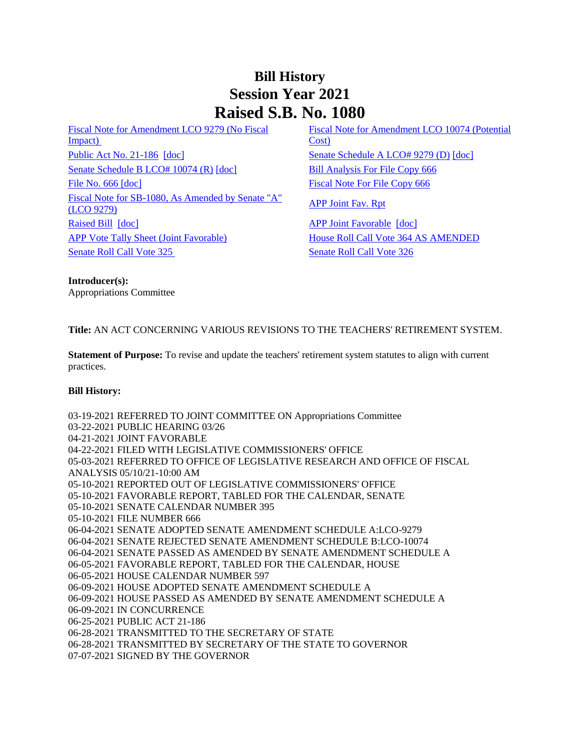# Bill History
# Session Year 2021
# Raised S.B. No. 1080

| | |
|---|---|
| Fiscal Note for Amendment LCO 9279 (No Fiscal Impact) | Fiscal Note for Amendment LCO 10074 (Potential Cost) |
| Public Act No. 21-186 [doc] | Senate Schedule A LCO# 9279 (D) [doc] |
| Senate Schedule B LCO# 10074 (R) [doc] | Bill Analysis For File Copy 666 |
| File No. 666 [doc] | Fiscal Note For File Copy 666 |
| Fiscal Note for SB-1080, As Amended by Senate "A" (LCO 9279) | APP Joint Fav. Rpt |
| Raised Bill [doc] | APP Joint Favorable [doc] |
| APP Vote Tally Sheet (Joint Favorable) | House Roll Call Vote 364 AS AMENDED |
| Senate Roll Call Vote 325 | Senate Roll Call Vote 326 |

**Introducer(s):**
Appropriations Committee

**Title:** AN ACT CONCERNING VARIOUS REVISIONS TO THE TEACHERS' RETIREMENT SYSTEM.

**Statement of Purpose:** To revise and update the teachers' retirement system statutes to align with current practices.

**Bill History:**

03-19-2021 REFERRED TO JOINT COMMITTEE ON Appropriations Committee
03-22-2021 PUBLIC HEARING 03/26
04-21-2021 JOINT FAVORABLE
04-22-2021 FILED WITH LEGISLATIVE COMMISSIONERS' OFFICE
05-03-2021 REFERRED TO OFFICE OF LEGISLATIVE RESEARCH AND OFFICE OF FISCAL ANALYSIS 05/10/21-10:00 AM
05-10-2021 REPORTED OUT OF LEGISLATIVE COMMISSIONERS' OFFICE
05-10-2021 FAVORABLE REPORT, TABLED FOR THE CALENDAR, SENATE
05-10-2021 SENATE CALENDAR NUMBER 395
05-10-2021 FILE NUMBER 666
06-04-2021 SENATE ADOPTED SENATE AMENDMENT SCHEDULE A:LCO-9279
06-04-2021 SENATE REJECTED SENATE AMENDMENT SCHEDULE B:LCO-10074
06-04-2021 SENATE PASSED AS AMENDED BY SENATE AMENDMENT SCHEDULE A
06-05-2021 FAVORABLE REPORT, TABLED FOR THE CALENDAR, HOUSE
06-05-2021 HOUSE CALENDAR NUMBER 597
06-09-2021 HOUSE ADOPTED SENATE AMENDMENT SCHEDULE A
06-09-2021 HOUSE PASSED AS AMENDED BY SENATE AMENDMENT SCHEDULE A
06-09-2021 IN CONCURRENCE
06-25-2021 PUBLIC ACT 21-186
06-28-2021 TRANSMITTED TO THE SECRETARY OF STATE
06-28-2021 TRANSMITTED BY SECRETARY OF THE STATE TO GOVERNOR
07-07-2021 SIGNED BY THE GOVERNOR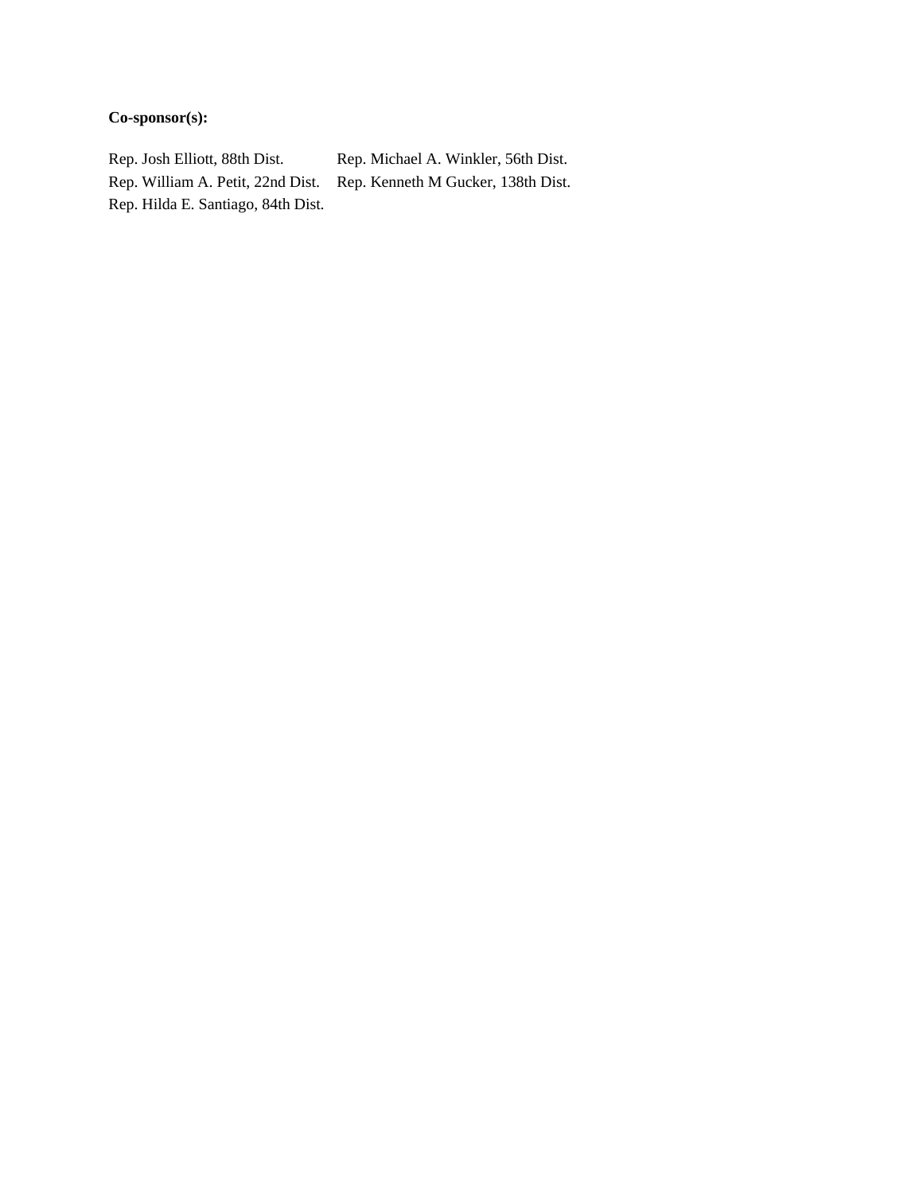**Co-sponsor(s):**

Rep. Josh Elliott, 88th Dist.
Rep. William A. Petit, 22nd Dist.
Rep. Hilda E. Santiago, 84th Dist.
Rep. Michael A. Winkler, 56th Dist.
Rep. Kenneth M Gucker, 138th Dist.